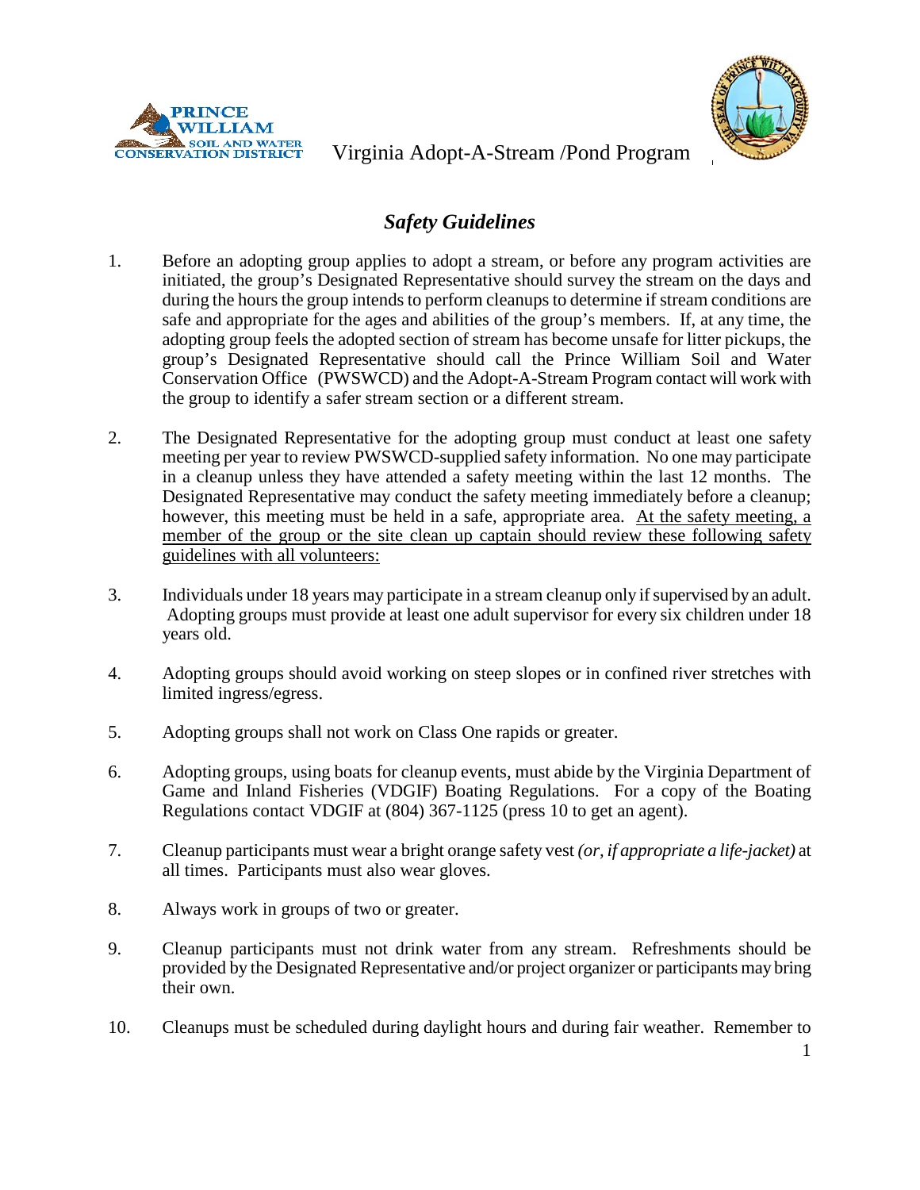Virginia Adopt-A-Stream /Pond Program

## *Safety Guidelines*

1. Before an adopting group applies to adopt a stream, or before any program activities are initiated, the group's Designated Representative should survey the stream on the days and during the hours the group intends to perform cleanups to determine if stream conditions are safe and appropriate for the ages and abilities of the group's members. If, at any time, the adopting group feels the adopted section of stream has become unsafe for litter pickups, the group's Designated Representative should call the Prince William Soil and Water Conservation Office (PWSWCD) and the Adopt-A-Stream Program contact will work with the group to identify a safer stream section or a different stream.

2. The Designated Representative for the adopting group must conduct at least one safety meeting per year to review PWSWCD-supplied safety information. No one may participate in a cleanup unless they have attended a safety meeting within the last 12 months. The Designated Representative may conduct the safety meeting immediately before a cleanup; however, this meeting must be held in a safe, appropriate area. <u>At the safety meeting, a member of the group or the site clean up captain should review these following safety guidelines with all volunteers:</u>

3. Individuals under 18 years may participate in a stream cleanup only if supervised by an adult. Adopting groups must provide at least one adult supervisor for every six children under 18 years old.

4. Adopting groups should avoid working on steep slopes or in confined river stretches with limited ingress/egress.

5. Adopting groups shall not work on Class One rapids or greater.

6. Adopting groups, using boats for cleanup events, must abide by the Virginia Department of Game and Inland Fisheries (VDGIF) Boating Regulations. For a copy of the Boating Regulations contact VDGIF at (804) 367-1125 (press 10 to get an agent).

7. Cleanup participants must wear a bright orange safety vest *(or, if appropriate a life-jacket)* at all times. Participants must also wear gloves.

8. Always work in groups of two or greater.

9. Cleanup participants must not drink water from any stream. Refreshments should be provided by the Designated Representative and/or project organizer or participants may bring their own.

10. Cleanups must be scheduled during daylight hours and during fair weather. Remember to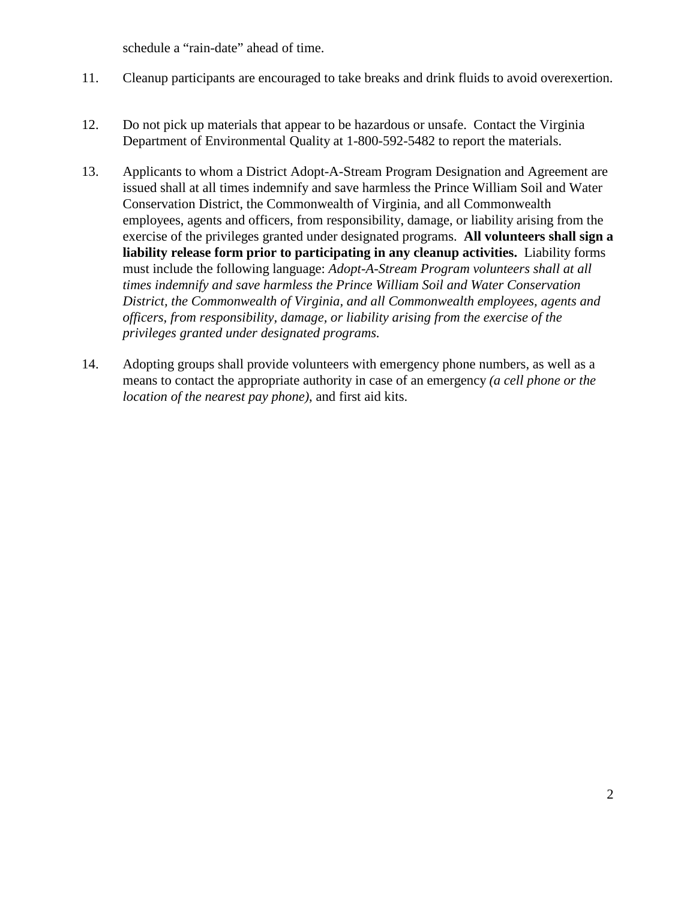schedule a "rain-date" ahead of time.

11. Cleanup participants are encouraged to take breaks and drink fluids to avoid overexertion.

12. Do not pick up materials that appear to be hazardous or unsafe. Contact the Virginia Department of Environmental Quality at 1-800-592-5482 to report the materials.

13. Applicants to whom a District Adopt-A-Stream Program Designation and Agreement are issued shall at all times indemnify and save harmless the Prince William Soil and Water Conservation District, the Commonwealth of Virginia, and all Commonwealth employees, agents and officers, from responsibility, damage, or liability arising from the exercise of the privileges granted under designated programs. **All volunteers shall sign a liability release form prior to participating in any cleanup activities.** Liability forms must include the following language: *Adopt-A-Stream Program volunteers shall at all times indemnify and save harmless the Prince William Soil and Water Conservation District, the Commonwealth of Virginia, and all Commonwealth employees, agents and officers, from responsibility, damage, or liability arising from the exercise of the privileges granted under designated programs.*

14. Adopting groups shall provide volunteers with emergency phone numbers, as well as a means to contact the appropriate authority in case of an emergency *(a cell phone or the location of the nearest pay phone),* and first aid kits.